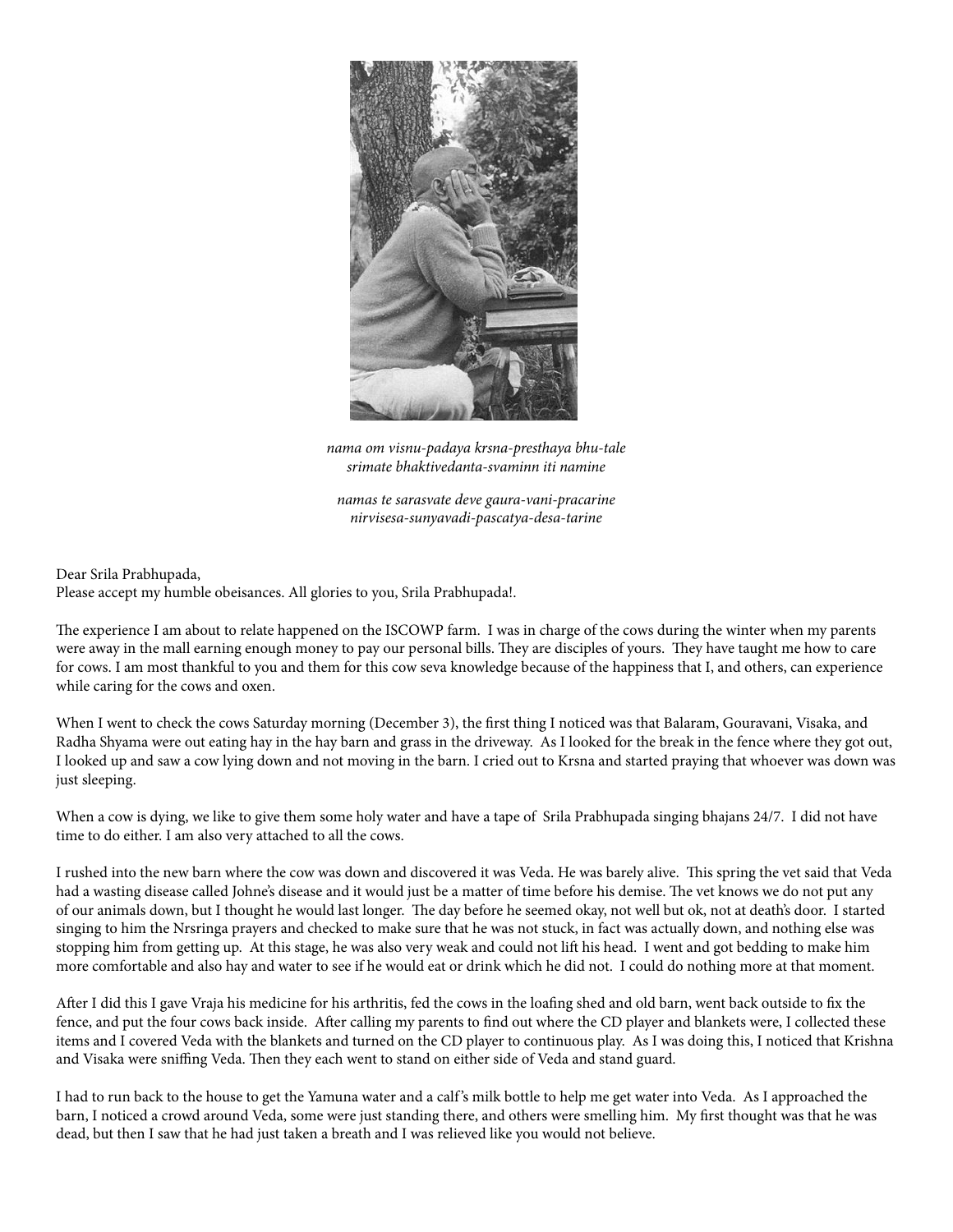*nama om visnu-padaya krsna-presthaya bhu-tale*
*srimate bhaktivedanta-svaminn iti namine*

*namas te sarasvate deve gaura-vani-pracarine*
*nirvisesa-sunyavadi-pascatya-desa-tarine*

Dear Srila Prabhupada,
Please accept my humble obeisances. All glories to you, Srila Prabhupada!.

The experience I am about to relate happened on the ISCOWP farm. I was in charge of the cows during the winter when my parents were away in the mall earning enough money to pay our personal bills. They are disciples of yours. They have taught me how to care for cows. I am most thankful to you and them for this cow seva knowledge because of the happiness that I, and others, can experience while caring for the cows and oxen.

When I went to check the cows Saturday morning (December 3), the first thing I noticed was that Balaram, Gouravani, Visaka, and Radha Shyama were out eating hay in the hay barn and grass in the driveway. As I looked for the break in the fence where they got out, I looked up and saw a cow lying down and not moving in the barn. I cried out to Krsna and started praying that whoever was down was just sleeping.

When a cow is dying, we like to give them some holy water and have a tape of Srila Prabhupada singing bhajans 24/7. I did not have time to do either. I am also very attached to all the cows.

I rushed into the new barn where the cow was down and discovered it was Veda. He was barely alive. This spring the vet said that Veda had a wasting disease called Johne's disease and it would just be a matter of time before his demise. The vet knows we do not put any of our animals down, but I thought he would last longer. The day before he seemed okay, not well but ok, not at death's door. I started singing to him the Nrsringa prayers and checked to make sure that he was not stuck, in fact was actually down, and nothing else was stopping him from getting up. At this stage, he was also very weak and could not lift his head. I went and got bedding to make him more comfortable and also hay and water to see if he would eat or drink which he did not. I could do nothing more at that moment.

After I did this I gave Vraja his medicine for his arthritis, fed the cows in the loafing shed and old barn, went back outside to fix the fence, and put the four cows back inside. After calling my parents to find out where the CD player and blankets were, I collected these items and I covered Veda with the blankets and turned on the CD player to continuous play. As I was doing this, I noticed that Krishna and Visaka were sniffing Veda. Then they each went to stand on either side of Veda and stand guard.

I had to run back to the house to get the Yamuna water and a calf's milk bottle to help me get water into Veda. As I approached the barn, I noticed a crowd around Veda, some were just standing there, and others were smelling him. My first thought was that he was dead, but then I saw that he had just taken a breath and I was relieved like you would not believe.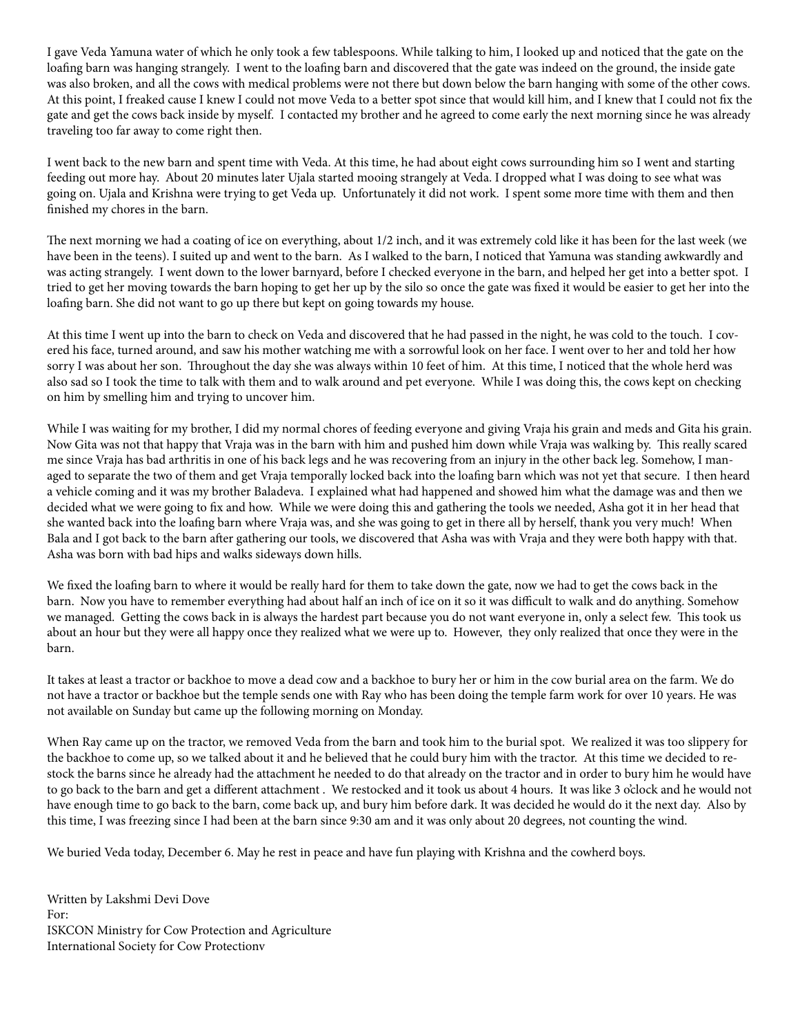I gave Veda Yamuna water of which he only took a few tablespoons. While talking to him, I looked up and noticed that the gate on the loafing barn was hanging strangely. I went to the loafing barn and discovered that the gate was indeed on the ground, the inside gate was also broken, and all the cows with medical problems were not there but down below the barn hanging with some of the other cows. At this point, I freaked cause I knew I could not move Veda to a better spot since that would kill him, and I knew that I could not fix the gate and get the cows back inside by myself. I contacted my brother and he agreed to come early the next morning since he was already traveling too far away to come right then.

I went back to the new barn and spent time with Veda. At this time, he had about eight cows surrounding him so I went and starting feeding out more hay. About 20 minutes later Ujala started mooing strangely at Veda. I dropped what I was doing to see what was going on. Ujala and Krishna were trying to get Veda up. Unfortunately it did not work. I spent some more time with them and then finished my chores in the barn.

The next morning we had a coating of ice on everything, about 1/2 inch, and it was extremely cold like it has been for the last week (we have been in the teens). I suited up and went to the barn. As I walked to the barn, I noticed that Yamuna was standing awkwardly and was acting strangely. I went down to the lower barnyard, before I checked everyone in the barn, and helped her get into a better spot. I tried to get her moving towards the barn hoping to get her up by the silo so once the gate was fixed it would be easier to get her into the loafing barn. She did not want to go up there but kept on going towards my house.

At this time I went up into the barn to check on Veda and discovered that he had passed in the night, he was cold to the touch. I covered his face, turned around, and saw his mother watching me with a sorrowful look on her face. I went over to her and told her how sorry I was about her son. Throughout the day she was always within 10 feet of him. At this time, I noticed that the whole herd was also sad so I took the time to talk with them and to walk around and pet everyone. While I was doing this, the cows kept on checking on him by smelling him and trying to uncover him.

While I was waiting for my brother, I did my normal chores of feeding everyone and giving Vraja his grain and meds and Gita his grain. Now Gita was not that happy that Vraja was in the barn with him and pushed him down while Vraja was walking by. This really scared me since Vraja has bad arthritis in one of his back legs and he was recovering from an injury in the other back leg. Somehow, I managed to separate the two of them and get Vraja temporally locked back into the loafing barn which was not yet that secure. I then heard a vehicle coming and it was my brother Baladeva. I explained what had happened and showed him what the damage was and then we decided what we were going to fix and how. While we were doing this and gathering the tools we needed, Asha got it in her head that she wanted back into the loafing barn where Vraja was, and she was going to get in there all by herself, thank you very much! When Bala and I got back to the barn after gathering our tools, we discovered that Asha was with Vraja and they were both happy with that. Asha was born with bad hips and walks sideways down hills.

We fixed the loafing barn to where it would be really hard for them to take down the gate, now we had to get the cows back in the barn. Now you have to remember everything had about half an inch of ice on it so it was difficult to walk and do anything. Somehow we managed. Getting the cows back in is always the hardest part because you do not want everyone in, only a select few. This took us about an hour but they were all happy once they realized what we were up to. However, they only realized that once they were in the barn.

It takes at least a tractor or backhoe to move a dead cow and a backhoe to bury her or him in the cow burial area on the farm. We do not have a tractor or backhoe but the temple sends one with Ray who has been doing the temple farm work for over 10 years. He was not available on Sunday but came up the following morning on Monday.

When Ray came up on the tractor, we removed Veda from the barn and took him to the burial spot. We realized it was too slippery for the backhoe to come up, so we talked about it and he believed that he could bury him with the tractor. At this time we decided to restock the barns since he already had the attachment he needed to do that already on the tractor and in order to bury him he would have to go back to the barn and get a different attachment . We restocked and it took us about 4 hours. It was like 3 o'clock and he would not have enough time to go back to the barn, come back up, and bury him before dark. It was decided he would do it the next day. Also by this time, I was freezing since I had been at the barn since 9:30 am and it was only about 20 degrees, not counting the wind.

We buried Veda today, December 6. May he rest in peace and have fun playing with Krishna and the cowherd boys.

Written by Lakshmi Devi Dove  
For:  
ISKCON Ministry for Cow Protection and Agriculture  
International Society for Cow Protectionv